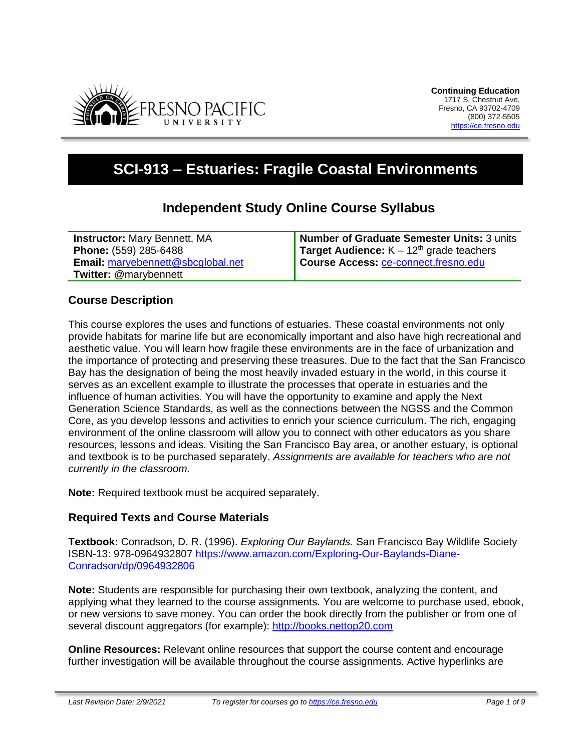**Continuing Education**
1717 S. Chestnut Ave.
Fresno, CA 93702-4709
(800) 372-5505
https://ce.fresno.edu

# SCI-913 – Estuaries: Fragile Coastal Environments

## Independent Study Online Course Syllabus

| **Instructor:** Mary Bennett, MA<br>**Phone:** (559) 285-6488<br>**Email:** maryebennett@sbcglobal.net<br>**Twitter:** @marybennett | **Number of Graduate Semester Units:** 3 units<br>**Target Audience:** K – 12th grade teachers<br>**Course Access:** ce-connect.fresno.edu |
|---|---|

### Course Description

This course explores the uses and functions of estuaries. These coastal environments not only provide habitats for marine life but are economically important and also have high recreational and aesthetic value. You will learn how fragile these environments are in the face of urbanization and the importance of protecting and preserving these treasures. Due to the fact that the San Francisco Bay has the designation of being the most heavily invaded estuary in the world, in this course it serves as an excellent example to illustrate the processes that operate in estuaries and the influence of human activities. You will have the opportunity to examine and apply the Next Generation Science Standards, as well as the connections between the NGSS and the Common Core, as you develop lessons and activities to enrich your science curriculum. The rich, engaging environment of the online classroom will allow you to connect with other educators as you share resources, lessons and ideas. Visiting the San Francisco Bay area, or another estuary, is optional and textbook is to be purchased separately. *Assignments are available for teachers who are not currently in the classroom.*

**Note:** Required textbook must be acquired separately.

### Required Texts and Course Materials

**Textbook:** Conradson, D. R. (1996). *Exploring Our Baylands.* San Francisco Bay Wildlife Society ISBN-13: 978-0964932807 https://www.amazon.com/Exploring-Our-Baylands-Diane-Conradson/dp/0964932806

**Note:** Students are responsible for purchasing their own textbook, analyzing the content, and applying what they learned to the course assignments. You are welcome to purchase used, ebook, or new versions to save money. You can order the book directly from the publisher or from one of several discount aggregators (for example): http://books.nettop20.com

**Online Resources:** Relevant online resources that support the course content and encourage further investigation will be available throughout the course assignments. Active hyperlinks are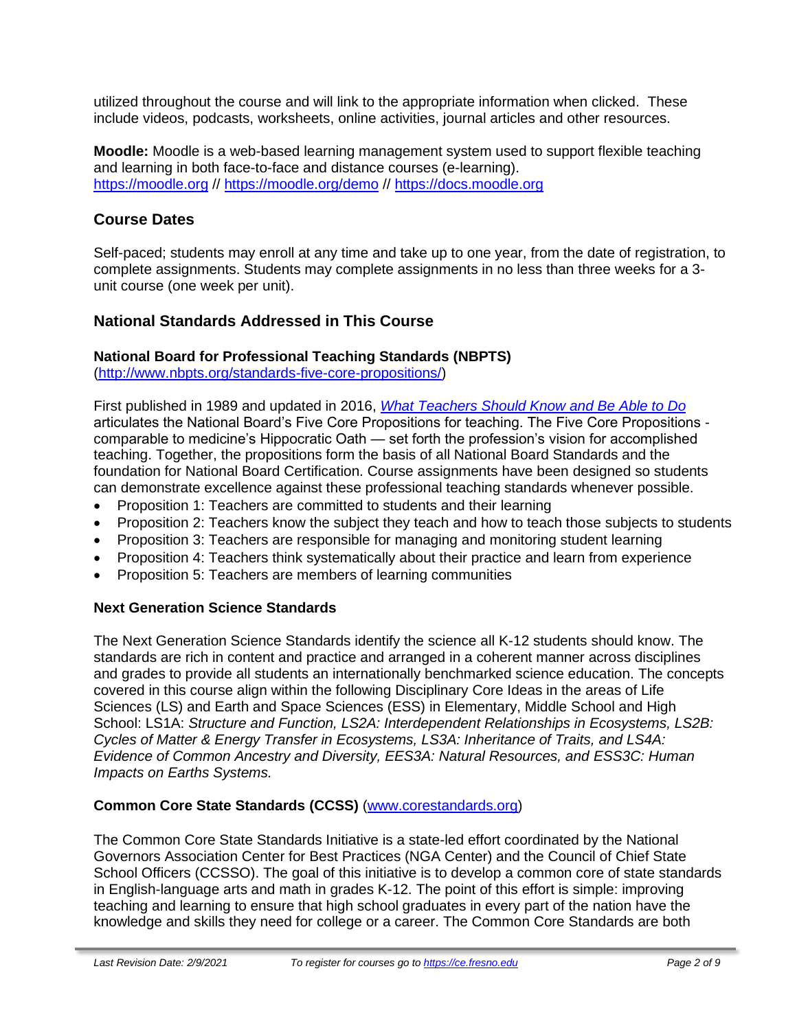utilized throughout the course and will link to the appropriate information when clicked. These include videos, podcasts, worksheets, online activities, journal articles and other resources.

**Moodle:** Moodle is a web-based learning management system used to support flexible teaching and learning in both face-to-face and distance courses (e-learning). https://moodle.org // https://moodle.org/demo // https://docs.moodle.org

## Course Dates

Self-paced; students may enroll at any time and take up to one year, from the date of registration, to complete assignments. Students may complete assignments in no less than three weeks for a 3-unit course (one week per unit).

## National Standards Addressed in This Course

**National Board for Professional Teaching Standards (NBPTS)**
(http://www.nbpts.org/standards-five-core-propositions/)

First published in 1989 and updated in 2016, *What Teachers Should Know and Be Able to Do* articulates the National Board's Five Core Propositions for teaching. The Five Core Propositions - comparable to medicine's Hippocratic Oath — set forth the profession's vision for accomplished teaching. Together, the propositions form the basis of all National Board Standards and the foundation for National Board Certification. Course assignments have been designed so students can demonstrate excellence against these professional teaching standards whenever possible.

- Proposition 1: Teachers are committed to students and their learning
- Proposition 2: Teachers know the subject they teach and how to teach those subjects to students
- Proposition 3: Teachers are responsible for managing and monitoring student learning
- Proposition 4: Teachers think systematically about their practice and learn from experience
- Proposition 5: Teachers are members of learning communities

**Next Generation Science Standards**

The Next Generation Science Standards identify the science all K-12 students should know. The standards are rich in content and practice and arranged in a coherent manner across disciplines and grades to provide all students an internationally benchmarked science education. The concepts covered in this course align within the following Disciplinary Core Ideas in the areas of Life Sciences (LS) and Earth and Space Sciences (ESS) in Elementary, Middle School and High School: LS1A: *Structure and Function, LS2A: Interdependent Relationships in Ecosystems, LS2B: Cycles of Matter & Energy Transfer in Ecosystems, LS3A: Inheritance of Traits, and LS4A: Evidence of Common Ancestry and Diversity, EES3A: Natural Resources, and ESS3C: Human Impacts on Earths Systems.*

**Common Core State Standards (CCSS)** (www.corestandards.org)

The Common Core State Standards Initiative is a state-led effort coordinated by the National Governors Association Center for Best Practices (NGA Center) and the Council of Chief State School Officers (CCSSO). The goal of this initiative is to develop a common core of state standards in English-language arts and math in grades K-12. The point of this effort is simple: improving teaching and learning to ensure that high school graduates in every part of the nation have the knowledge and skills they need for college or a career. The Common Core Standards are both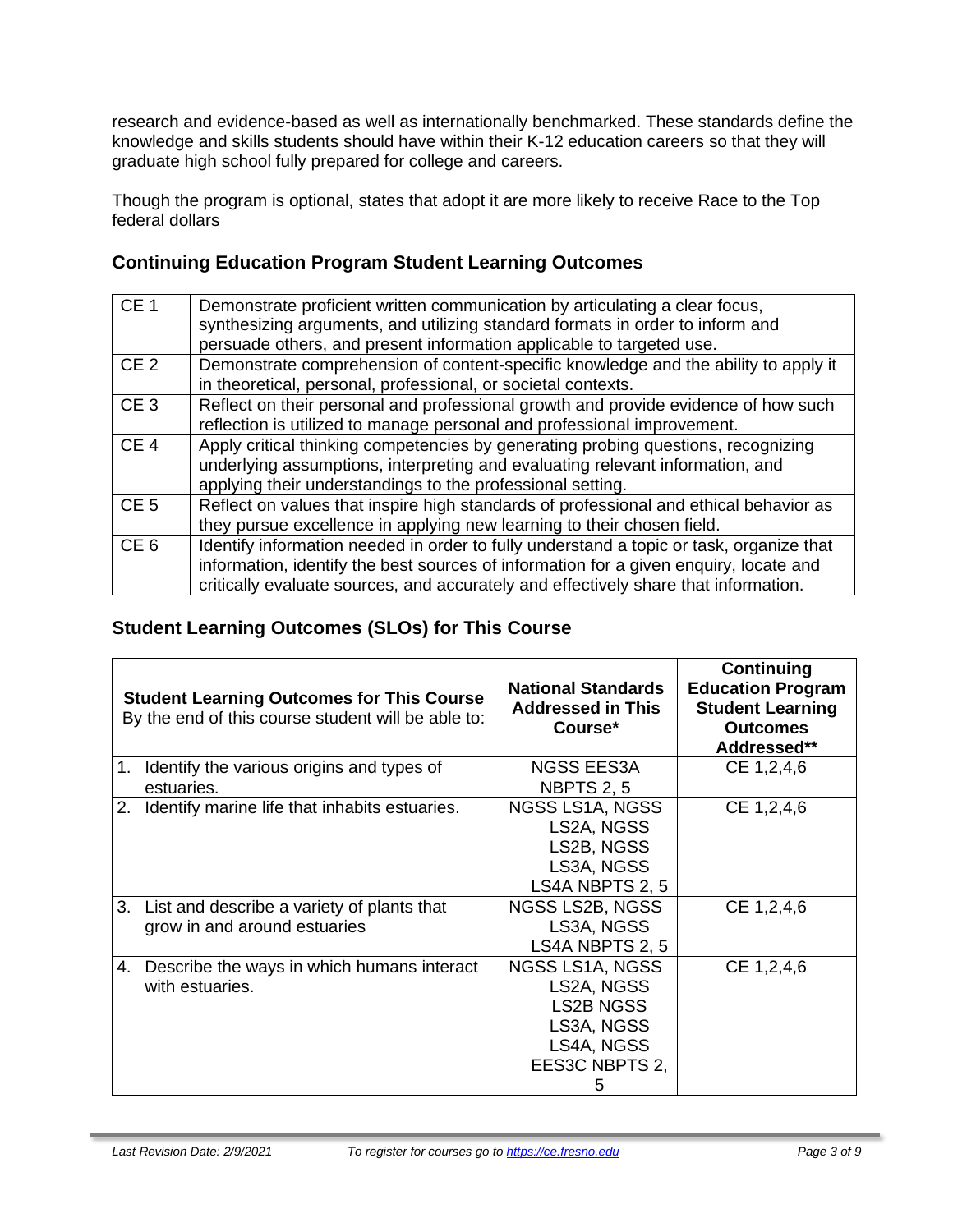research and evidence-based as well as internationally benchmarked. These standards define the knowledge and skills students should have within their K-12 education careers so that they will graduate high school fully prepared for college and careers.

Though the program is optional, states that adopt it are more likely to receive Race to the Top federal dollars

## Continuing Education Program Student Learning Outcomes

| | |
|---|---|
| CE 1 | Demonstrate proficient written communication by articulating a clear focus, synthesizing arguments, and utilizing standard formats in order to inform and persuade others, and present information applicable to targeted use. |
| CE 2 | Demonstrate comprehension of content-specific knowledge and the ability to apply it in theoretical, personal, professional, or societal contexts. |
| CE 3 | Reflect on their personal and professional growth and provide evidence of how such reflection is utilized to manage personal and professional improvement. |
| CE 4 | Apply critical thinking competencies by generating probing questions, recognizing underlying assumptions, interpreting and evaluating relevant information, and applying their understandings to the professional setting. |
| CE 5 | Reflect on values that inspire high standards of professional and ethical behavior as they pursue excellence in applying new learning to their chosen field. |
| CE 6 | Identify information needed in order to fully understand a topic or task, organize that information, identify the best sources of information for a given enquiry, locate and critically evaluate sources, and accurately and effectively share that information. |

## Student Learning Outcomes (SLOs) for This Course

| **Student Learning Outcomes for This Course** By the end of this course student will be able to: | **National Standards Addressed in This Course*** | **Continuing Education Program Student Learning Outcomes Addressed**** |
|---|---|---|
| 1. Identify the various origins and types of estuaries. | NGSS EES3A NBPTS 2, 5 | CE 1,2,4,6 |
| 2. Identify marine life that inhabits estuaries. | NGSS LS1A, NGSS LS2A, NGSS LS2B, NGSS LS3A, NGSS LS4A NBPTS 2, 5 | CE 1,2,4,6 |
| 3. List and describe a variety of plants that grow in and around estuaries | NGSS LS2B, NGSS LS3A, NGSS LS4A NBPTS 2, 5 | CE 1,2,4,6 |
| 4. Describe the ways in which humans interact with estuaries. | NGSS LS1A, NGSS LS2A, NGSS LS2B NGSS LS3A, NGSS LS4A, NGSS EES3C NBPTS 2, 5 | CE 1,2,4,6 |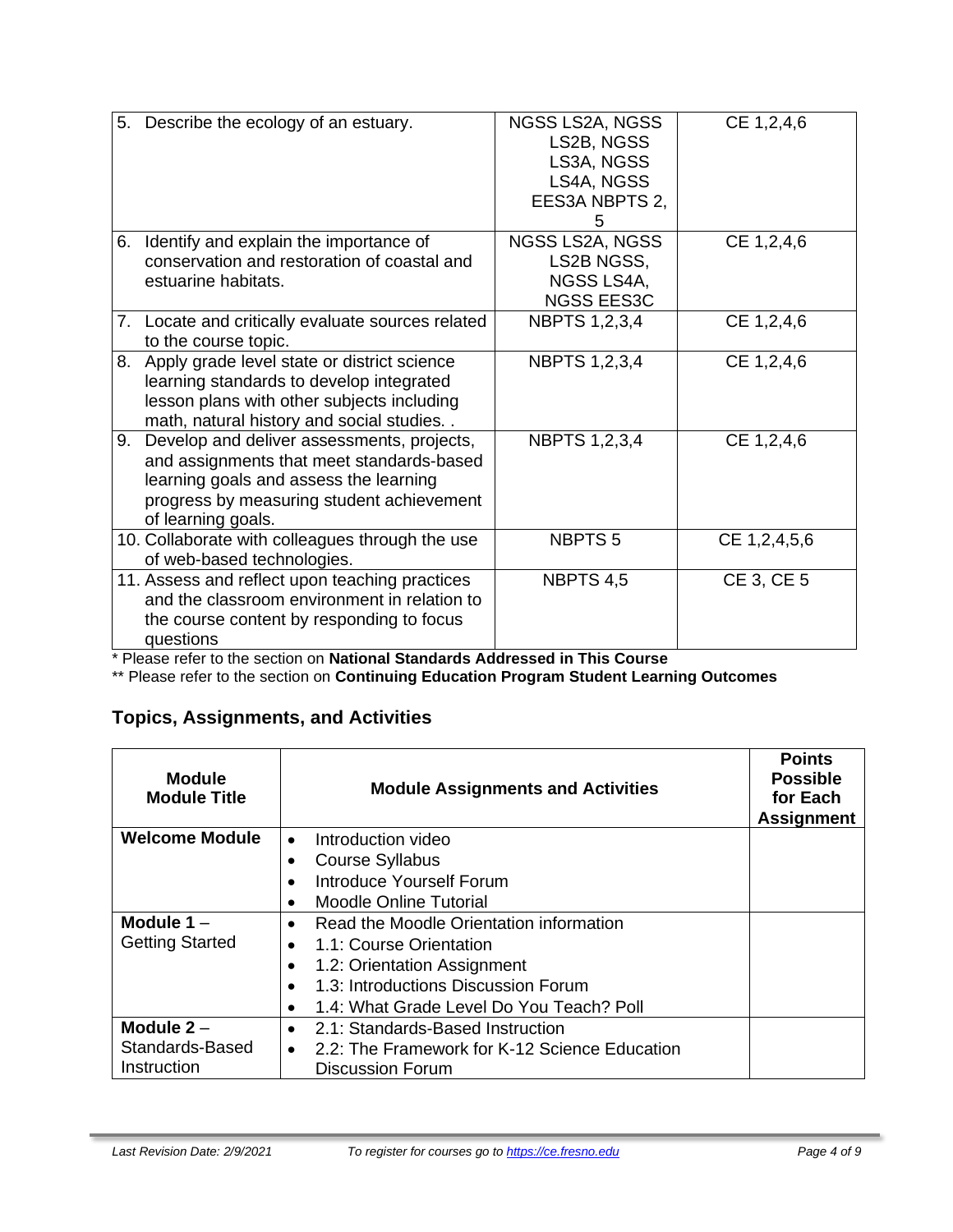| | | |
|---|---|---|
| 5. Describe the ecology of an estuary. | NGSS LS2A, NGSS LS2B, NGSS LS3A, NGSS LS4A, NGSS EES3A NBPTS 2, 5 | CE 1,2,4,6 |
| 6. Identify and explain the importance of conservation and restoration of coastal and estuarine habitats. | NGSS LS2A, NGSS LS2B NGSS, NGSS LS4A, NGSS EES3C | CE 1,2,4,6 |
| 7. Locate and critically evaluate sources related to the course topic. | NBPTS 1,2,3,4 | CE 1,2,4,6 |
| 8. Apply grade level state or district science learning standards to develop integrated lesson plans with other subjects including math, natural history and social studies. . | NBPTS 1,2,3,4 | CE 1,2,4,6 |
| 9. Develop and deliver assessments, projects, and assignments that meet standards-based learning goals and assess the learning progress by measuring student achievement of learning goals. | NBPTS 1,2,3,4 | CE 1,2,4,6 |
| 10. Collaborate with colleagues through the use of web-based technologies. | NBPTS 5 | CE 1,2,4,5,6 |
| 11. Assess and reflect upon teaching practices and the classroom environment in relation to the course content by responding to focus questions | NBPTS 4,5 | CE 3, CE 5 |

\* Please refer to the section on **National Standards Addressed in This Course**

\*\* Please refer to the section on **Continuing Education Program Student Learning Outcomes**

## Topics, Assignments, and Activities

| Module Module Title | Module Assignments and Activities | Points Possible for Each Assignment |
|---|---|---|
| **Welcome Module** | • Introduction video<br>• Course Syllabus<br>• Introduce Yourself Forum<br>• Moodle Online Tutorial | |
| **Module 1** – Getting Started | • Read the Moodle Orientation information<br>• 1.1: Course Orientation<br>• 1.2: Orientation Assignment<br>• 1.3: Introductions Discussion Forum<br>• 1.4: What Grade Level Do You Teach? Poll | |
| **Module 2** – Standards-Based Instruction | • 2.1: Standards-Based Instruction<br>• 2.2: The Framework for K-12 Science Education Discussion Forum | |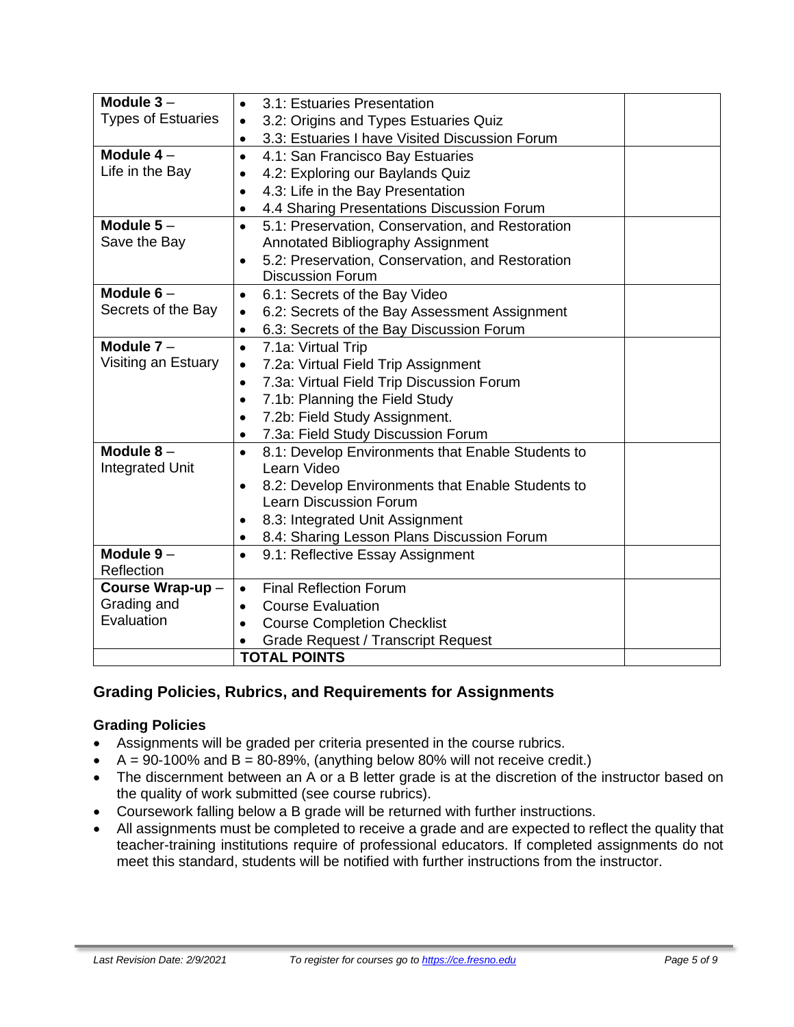| **Module 3** – Types of Estuaries | • 3.1: Estuaries Presentation<br>• 3.2: Origins and Types Estuaries Quiz<br>• 3.3: Estuaries I have Visited Discussion Forum | |
|---|---|---|
| **Module 4** – Life in the Bay | • 4.1: San Francisco Bay Estuaries<br>• 4.2: Exploring our Baylands Quiz<br>• 4.3: Life in the Bay Presentation<br>• 4.4 Sharing Presentations Discussion Forum | |
| **Module 5** – Save the Bay | • 5.1: Preservation, Conservation, and Restoration Annotated Bibliography Assignment<br>• 5.2: Preservation, Conservation, and Restoration Discussion Forum | |
| **Module 6** – Secrets of the Bay | • 6.1: Secrets of the Bay Video<br>• 6.2: Secrets of the Bay Assessment Assignment<br>• 6.3: Secrets of the Bay Discussion Forum | |
| **Module 7** – Visiting an Estuary | • 7.1a: Virtual Trip<br>• 7.2a: Virtual Field Trip Assignment<br>• 7.3a: Virtual Field Trip Discussion Forum<br>• 7.1b: Planning the Field Study<br>• 7.2b: Field Study Assignment.<br>• 7.3a: Field Study Discussion Forum | |
| **Module 8** – Integrated Unit | • 8.1: Develop Environments that Enable Students to Learn Video<br>• 8.2: Develop Environments that Enable Students to Learn Discussion Forum<br>• 8.3: Integrated Unit Assignment<br>• 8.4: Sharing Lesson Plans Discussion Forum | |
| **Module 9** – Reflection | • 9.1: Reflective Essay Assignment | |
| **Course Wrap-up** – Grading and Evaluation | • Final Reflection Forum<br>• Course Evaluation<br>• Course Completion Checklist<br>• Grade Request / Transcript Request | |
| | **TOTAL POINTS** | |

## Grading Policies, Rubrics, and Requirements for Assignments

### Grading Policies

- Assignments will be graded per criteria presented in the course rubrics.
- A = 90-100% and B = 80-89%, (anything below 80% will not receive credit.)
- The discernment between an A or a B letter grade is at the discretion of the instructor based on the quality of work submitted (see course rubrics).
- Coursework falling below a B grade will be returned with further instructions.
- All assignments must be completed to receive a grade and are expected to reflect the quality that teacher-training institutions require of professional educators. If completed assignments do not meet this standard, students will be notified with further instructions from the instructor.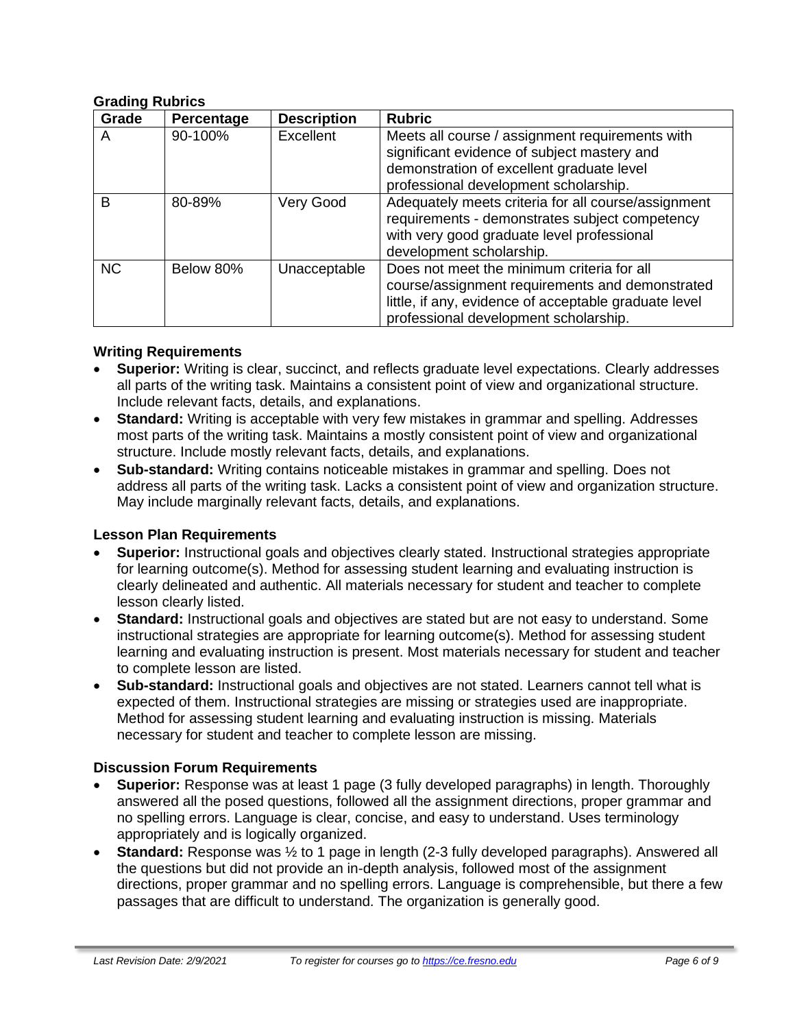### Grading Rubrics

| Grade | Percentage | Description | Rubric |
|---|---|---|---|
| A | 90-100% | Excellent | Meets all course / assignment requirements with significant evidence of subject mastery and demonstration of excellent graduate level professional development scholarship. |
| B | 80-89% | Very Good | Adequately meets criteria for all course/assignment requirements - demonstrates subject competency with very good graduate level professional development scholarship. |
| NC | Below 80% | Unacceptable | Does not meet the minimum criteria for all course/assignment requirements and demonstrated little, if any, evidence of acceptable graduate level professional development scholarship. |

### Writing Requirements

- **Superior:** Writing is clear, succinct, and reflects graduate level expectations. Clearly addresses all parts of the writing task. Maintains a consistent point of view and organizational structure. Include relevant facts, details, and explanations.
- **Standard:** Writing is acceptable with very few mistakes in grammar and spelling. Addresses most parts of the writing task. Maintains a mostly consistent point of view and organizational structure. Include mostly relevant facts, details, and explanations.
- **Sub-standard:** Writing contains noticeable mistakes in grammar and spelling. Does not address all parts of the writing task. Lacks a consistent point of view and organization structure. May include marginally relevant facts, details, and explanations.

### Lesson Plan Requirements

- **Superior:** Instructional goals and objectives clearly stated. Instructional strategies appropriate for learning outcome(s). Method for assessing student learning and evaluating instruction is clearly delineated and authentic. All materials necessary for student and teacher to complete lesson clearly listed.
- **Standard:** Instructional goals and objectives are stated but are not easy to understand. Some instructional strategies are appropriate for learning outcome(s). Method for assessing student learning and evaluating instruction is present. Most materials necessary for student and teacher to complete lesson are listed.
- **Sub-standard:** Instructional goals and objectives are not stated. Learners cannot tell what is expected of them. Instructional strategies are missing or strategies used are inappropriate. Method for assessing student learning and evaluating instruction is missing. Materials necessary for student and teacher to complete lesson are missing.

### Discussion Forum Requirements

- **Superior:** Response was at least 1 page (3 fully developed paragraphs) in length. Thoroughly answered all the posed questions, followed all the assignment directions, proper grammar and no spelling errors. Language is clear, concise, and easy to understand. Uses terminology appropriately and is logically organized.
- **Standard:** Response was ½ to 1 page in length (2-3 fully developed paragraphs). Answered all the questions but did not provide an in-depth analysis, followed most of the assignment directions, proper grammar and no spelling errors. Language is comprehensible, but there a few passages that are difficult to understand. The organization is generally good.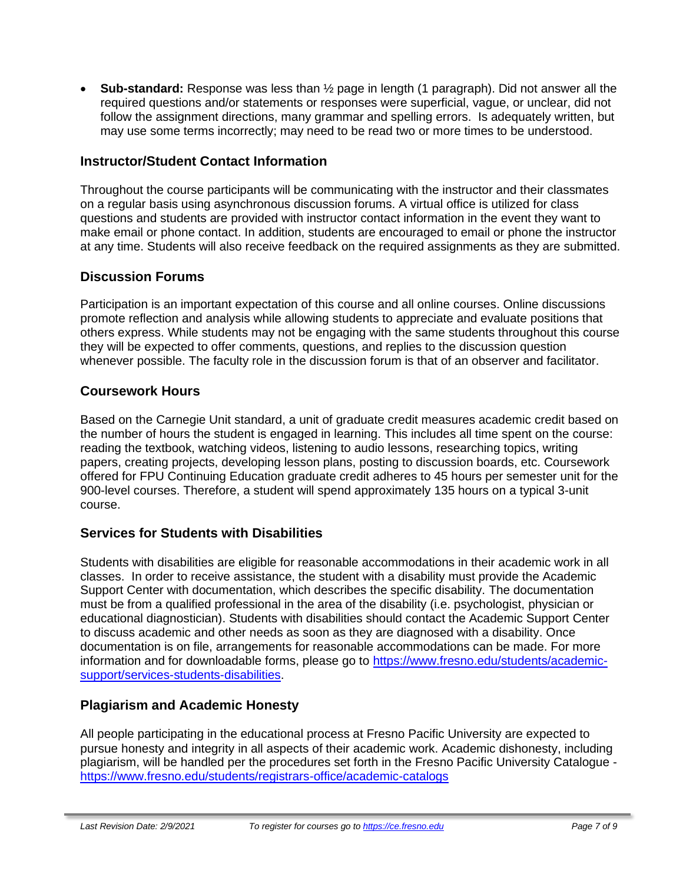- **Sub-standard:** Response was less than ½ page in length (1 paragraph). Did not answer all the required questions and/or statements or responses were superficial, vague, or unclear, did not follow the assignment directions, many grammar and spelling errors. Is adequately written, but may use some terms incorrectly; may need to be read two or more times to be understood.

## Instructor/Student Contact Information

Throughout the course participants will be communicating with the instructor and their classmates on a regular basis using asynchronous discussion forums. A virtual office is utilized for class questions and students are provided with instructor contact information in the event they want to make email or phone contact. In addition, students are encouraged to email or phone the instructor at any time. Students will also receive feedback on the required assignments as they are submitted.

## Discussion Forums

Participation is an important expectation of this course and all online courses. Online discussions promote reflection and analysis while allowing students to appreciate and evaluate positions that others express. While students may not be engaging with the same students throughout this course they will be expected to offer comments, questions, and replies to the discussion question whenever possible. The faculty role in the discussion forum is that of an observer and facilitator.

## Coursework Hours

Based on the Carnegie Unit standard, a unit of graduate credit measures academic credit based on the number of hours the student is engaged in learning. This includes all time spent on the course: reading the textbook, watching videos, listening to audio lessons, researching topics, writing papers, creating projects, developing lesson plans, posting to discussion boards, etc. Coursework offered for FPU Continuing Education graduate credit adheres to 45 hours per semester unit for the 900-level courses. Therefore, a student will spend approximately 135 hours on a typical 3-unit course.

## Services for Students with Disabilities

Students with disabilities are eligible for reasonable accommodations in their academic work in all classes. In order to receive assistance, the student with a disability must provide the Academic Support Center with documentation, which describes the specific disability. The documentation must be from a qualified professional in the area of the disability (i.e. psychologist, physician or educational diagnostician). Students with disabilities should contact the Academic Support Center to discuss academic and other needs as soon as they are diagnosed with a disability. Once documentation is on file, arrangements for reasonable accommodations can be made. For more information and for downloadable forms, please go to [https://www.fresno.edu/students/academic-support/services-students-disabilities](https://www.fresno.edu/students/academic-support/services-students-disabilities).

## Plagiarism and Academic Honesty

All people participating in the educational process at Fresno Pacific University are expected to pursue honesty and integrity in all aspects of their academic work. Academic dishonesty, including plagiarism, will be handled per the procedures set forth in the Fresno Pacific University Catalogue - [https://www.fresno.edu/students/registrars-office/academic-catalogs](https://www.fresno.edu/students/registrars-office/academic-catalogs)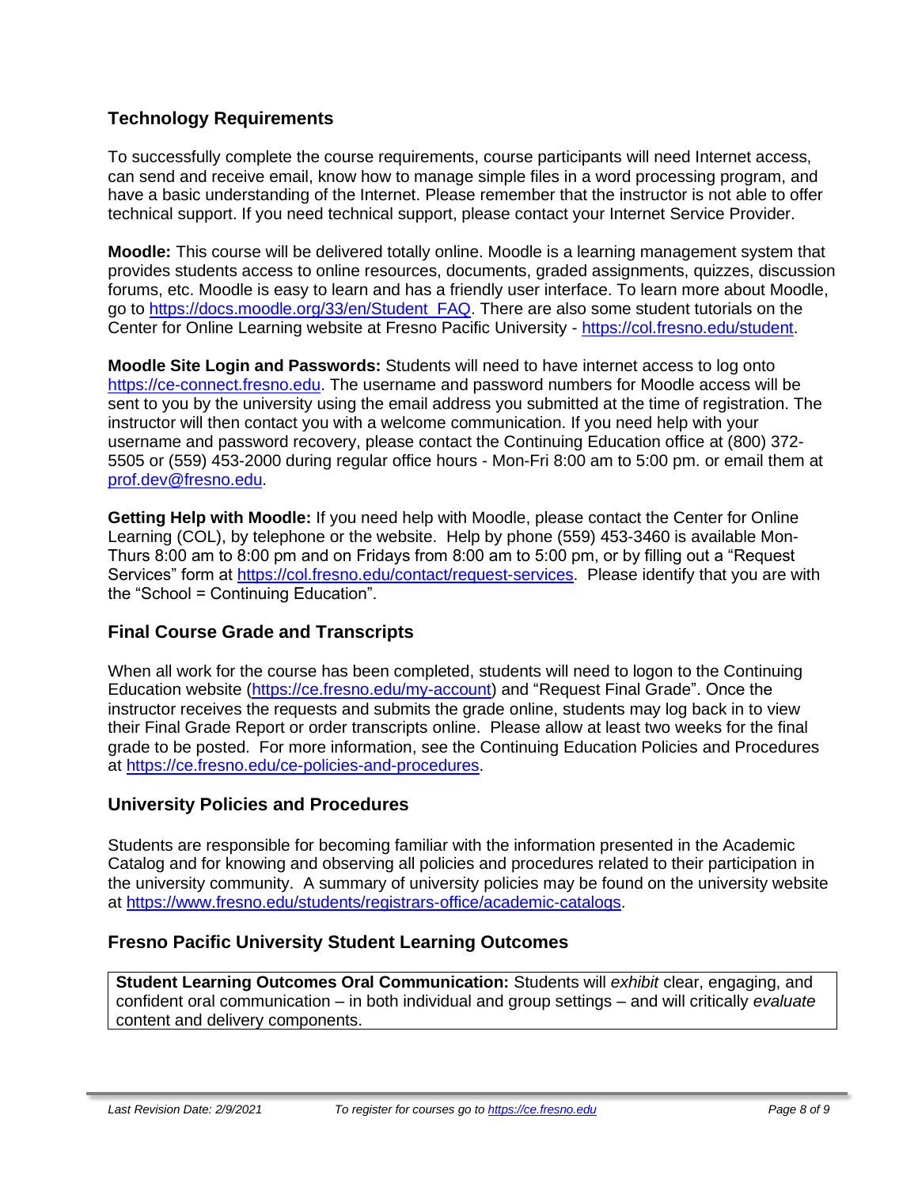## Technology Requirements

To successfully complete the course requirements, course participants will need Internet access, can send and receive email, know how to manage simple files in a word processing program, and have a basic understanding of the Internet. Please remember that the instructor is not able to offer technical support. If you need technical support, please contact your Internet Service Provider.

**Moodle:** This course will be delivered totally online. Moodle is a learning management system that provides students access to online resources, documents, graded assignments, quizzes, discussion forums, etc. Moodle is easy to learn and has a friendly user interface. To learn more about Moodle, go to https://docs.moodle.org/33/en/Student_FAQ. There are also some student tutorials on the Center for Online Learning website at Fresno Pacific University - https://col.fresno.edu/student.

**Moodle Site Login and Passwords:** Students will need to have internet access to log onto https://ce-connect.fresno.edu. The username and password numbers for Moodle access will be sent to you by the university using the email address you submitted at the time of registration. The instructor will then contact you with a welcome communication. If you need help with your username and password recovery, please contact the Continuing Education office at (800) 372-5505 or (559) 453-2000 during regular office hours - Mon-Fri 8:00 am to 5:00 pm. or email them at prof.dev@fresno.edu.

**Getting Help with Moodle:** If you need help with Moodle, please contact the Center for Online Learning (COL), by telephone or the website. Help by phone (559) 453-3460 is available Mon-Thurs 8:00 am to 8:00 pm and on Fridays from 8:00 am to 5:00 pm, or by filling out a "Request Services" form at https://col.fresno.edu/contact/request-services. Please identify that you are with the "School = Continuing Education".

## Final Course Grade and Transcripts

When all work for the course has been completed, students will need to logon to the Continuing Education website (https://ce.fresno.edu/my-account) and "Request Final Grade". Once the instructor receives the requests and submits the grade online, students may log back in to view their Final Grade Report or order transcripts online. Please allow at least two weeks for the final grade to be posted. For more information, see the Continuing Education Policies and Procedures at https://ce.fresno.edu/ce-policies-and-procedures.

## University Policies and Procedures

Students are responsible for becoming familiar with the information presented in the Academic Catalog and for knowing and observing all policies and procedures related to their participation in the university community. A summary of university policies may be found on the university website at https://www.fresno.edu/students/registrars-office/academic-catalogs.

## Fresno Pacific University Student Learning Outcomes

**Student Learning Outcomes Oral Communication:** Students will *exhibit* clear, engaging, and confident oral communication – in both individual and group settings – and will critically *evaluate* content and delivery components.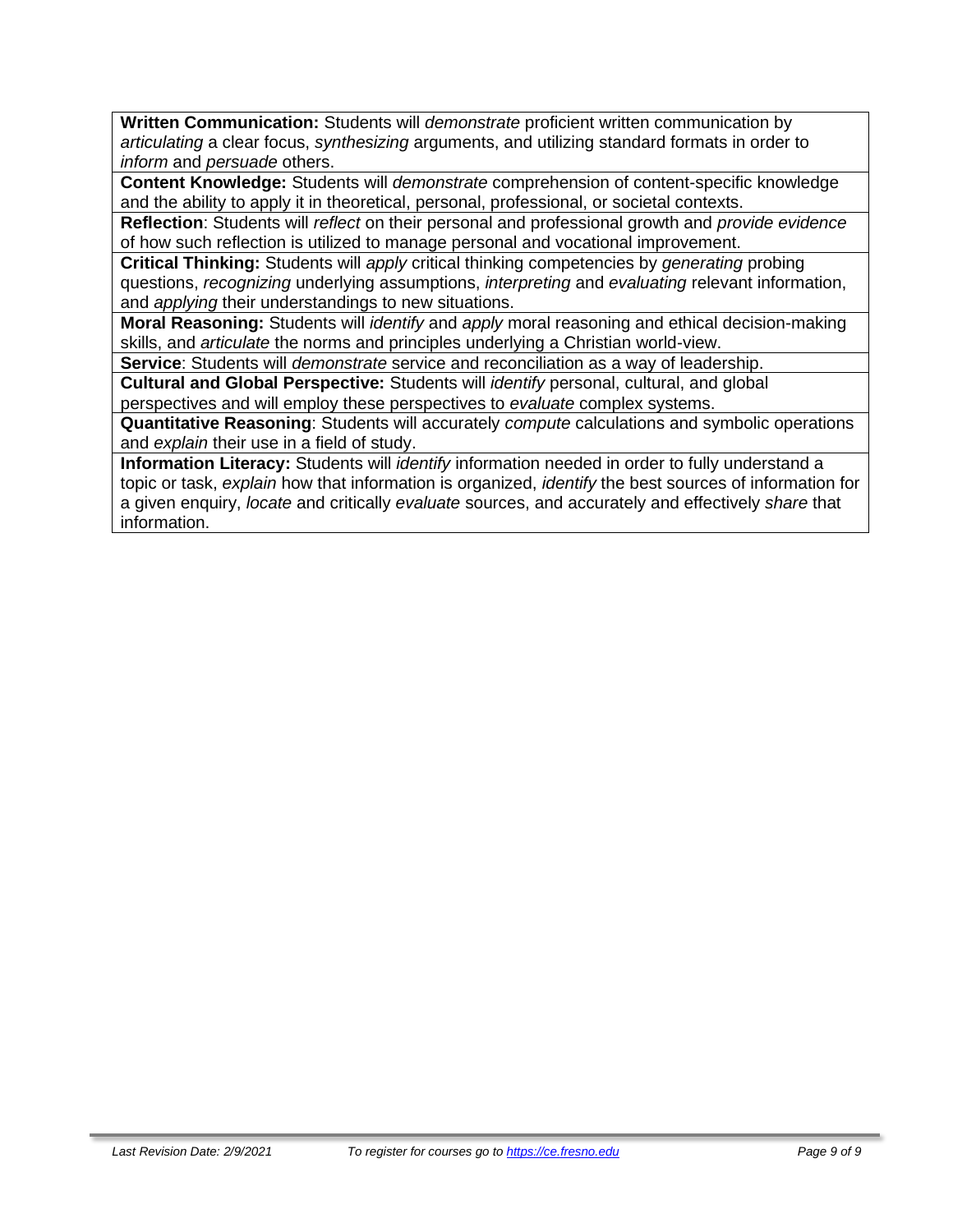| |
|---|
| **Written Communication:** Students will *demonstrate* proficient written communication by *articulating* a clear focus, *synthesizing* arguments, and utilizing standard formats in order to *inform* and *persuade* others. |
| **Content Knowledge:** Students will *demonstrate* comprehension of content-specific knowledge and the ability to apply it in theoretical, personal, professional, or societal contexts. |
| **Reflection**: Students will *reflect* on their personal and professional growth and *provide evidence* of how such reflection is utilized to manage personal and vocational improvement. |
| **Critical Thinking:** Students will *apply* critical thinking competencies by *generating* probing questions, *recognizing* underlying assumptions, *interpreting* and *evaluating* relevant information, and *applying* their understandings to new situations. |
| **Moral Reasoning:** Students will *identify* and *apply* moral reasoning and ethical decision-making skills, and *articulate* the norms and principles underlying a Christian world-view. |
| **Service**: Students will *demonstrate* service and reconciliation as a way of leadership. |
| **Cultural and Global Perspective:** Students will *identify* personal, cultural, and global perspectives and will employ these perspectives to *evaluate* complex systems. |
| **Quantitative Reasoning**: Students will accurately *compute* calculations and symbolic operations and *explain* their use in a field of study. |
| **Information Literacy:** Students will *identify* information needed in order to fully understand a topic or task, *explain* how that information is organized, *identify* the best sources of information for a given enquiry, *locate* and critically *evaluate* sources, and accurately and effectively *share* that information. |